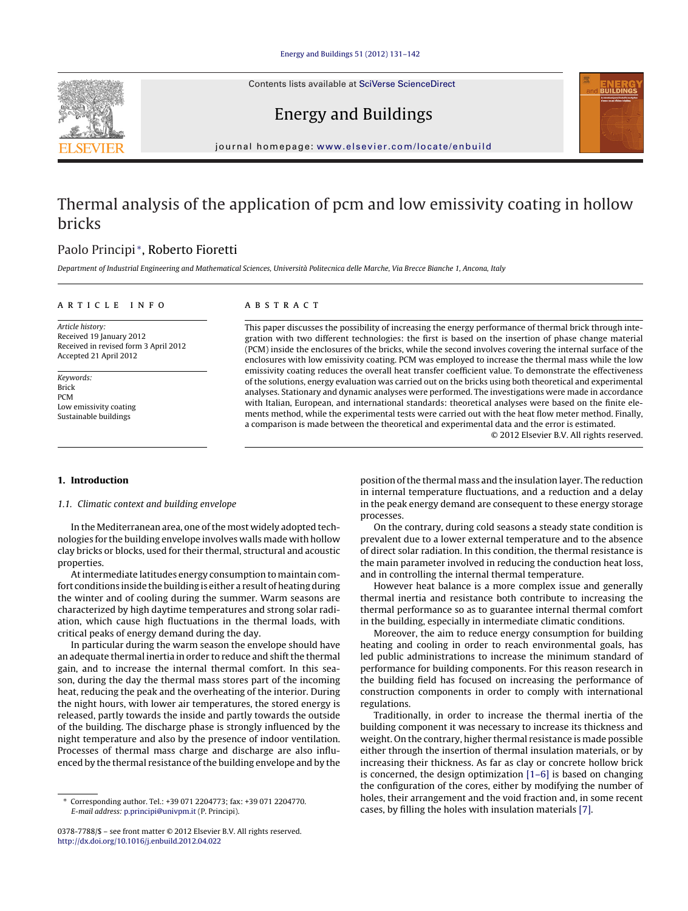# Thermal analysis of the application of pcm and low emissivity coating in hollow bricks

Paolo Principi*, Roberto Fioretti

*Department of Industrial Engineering and Mathematical Sciences, Università Politecnica delle Marche, Via Brecce Bianche 1, Ancona, Italy*

**ARTICLE INFO**

*Article history:*
Received 19 January 2012
Received in revised form 3 April 2012
Accepted 21 April 2012

*Keywords:*
Brick
PCM
Low emissivity coating
Sustainable buildings

**ABSTRACT**

This paper discusses the possibility of increasing the energy performance of thermal brick through integration with two different technologies: the first is based on the insertion of phase change material (PCM) inside the enclosures of the bricks, while the second involves covering the internal surface of the enclosures with low emissivity coating. PCM was employed to increase the thermal mass while the low emissivity coating reduces the overall heat transfer coefficient value. To demonstrate the effectiveness of the solutions, energy evaluation was carried out on the bricks using both theoretical and experimental analyses. Stationary and dynamic analyses were performed. The investigations were made in accordance with Italian, European, and international standards: theoretical analyses were based on the finite elements method, while the experimental tests were carried out with the heat flow meter method. Finally, a comparison is made between the theoretical and experimental data and the error is estimated.

© 2012 Elsevier B.V. All rights reserved.

## 1. Introduction

### 1.1. Climatic context and building envelope

In the Mediterranean area, one of the most widely adopted technologies for the building envelope involves walls made with hollow clay bricks or blocks, used for their thermal, structural and acoustic properties.

At intermediate latitudes energy consumption to maintain comfort conditions inside the building is either a result of heating during the winter and of cooling during the summer. Warm seasons are characterized by high daytime temperatures and strong solar radiation, which cause high fluctuations in the thermal loads, with critical peaks of energy demand during the day.

In particular during the warm season the envelope should have an adequate thermal inertia in order to reduce and shift the thermal gain, and to increase the internal thermal comfort. In this season, during the day the thermal mass stores part of the incoming heat, reducing the peak and the overheating of the interior. During the night hours, with lower air temperatures, the stored energy is released, partly towards the inside and partly towards the outside of the building. The discharge phase is strongly influenced by the night temperature and also by the presence of indoor ventilation. Processes of thermal mass charge and discharge are also influenced by the thermal resistance of the building envelope and by the position of the thermal mass and the insulation layer. The reduction in internal temperature fluctuations, and a reduction and a delay in the peak energy demand are consequent to these energy storage processes.

On the contrary, during cold seasons a steady state condition is prevalent due to a lower external temperature and to the absence of direct solar radiation. In this condition, the thermal resistance is the main parameter involved in reducing the conduction heat loss, and in controlling the internal thermal temperature.

However heat balance is a more complex issue and generally thermal inertia and resistance both contribute to increasing the thermal performance so as to guarantee internal thermal comfort in the building, especially in intermediate climatic conditions.

Moreover, the aim to reduce energy consumption for building heating and cooling in order to reach environmental goals, has led public administrations to increase the minimum standard of performance for building components. For this reason research in the building field has focused on increasing the performance of construction components in order to comply with international regulations.

Traditionally, in order to increase the thermal inertia of the building component it was necessary to increase its thickness and weight. On the contrary, higher thermal resistance is made possible either through the insertion of thermal insulation materials, or by increasing their thickness. As far as clay or concrete hollow brick is concerned, the design optimization [1–6] is based on changing the configuration of the cores, either by modifying the number of holes, their arrangement and the void fraction and, in some recent cases, by filling the holes with insulation materials [7].

* Corresponding author. Tel.: +39 071 2204773; fax: +39 071 2204770.
*E-mail address:* p.principi@univpm.it (P. Principi).

0378-7788/$ – see front matter © 2012 Elsevier B.V. All rights reserved.
http://dx.doi.org/10.1016/j.enbuild.2012.04.022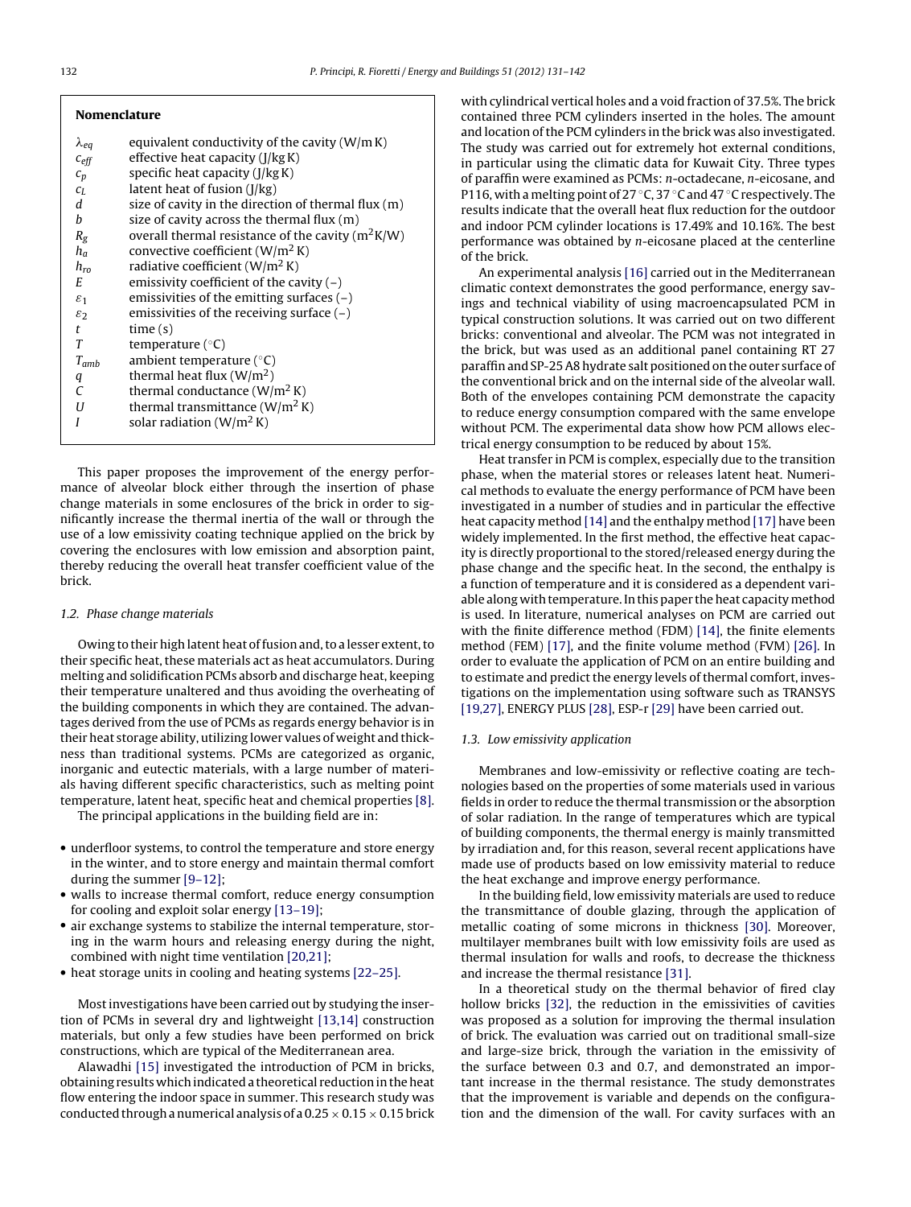## Nomenclature

| | |
|---|---|
| $\lambda_{eq}$ | equivalent conductivity of the cavity (W/m K) |
| $c_{eff}$ | effective heat capacity (J/kg K) |
| $c_p$ | specific heat capacity (J/kg K) |
| $c_L$ | latent heat of fusion (J/kg) |
| $d$ | size of cavity in the direction of thermal flux (m) |
| $b$ | size of cavity across the thermal flux (m) |
| $R_g$ | overall thermal resistance of the cavity (m$^2$K/W) |
| $h_a$ | convective coefficient (W/m$^2$ K) |
| $h_{ro}$ | radiative coefficient (W/m$^2$ K) |
| $E$ | emissivity coefficient of the cavity (–) |
| $\varepsilon_1$ | emissivities of the emitting surfaces (–) |
| $\varepsilon_2$ | emissivities of the receiving surface (–) |
| $t$ | time (s) |
| $T$ | temperature (°C) |
| $T_{amb}$ | ambient temperature (°C) |
| $q$ | thermal heat flux (W/m$^2$) |
| $C$ | thermal conductance (W/m$^2$ K) |
| $U$ | thermal transmittance (W/m$^2$ K) |
| $I$ | solar radiation (W/m$^2$ K) |

This paper proposes the improvement of the energy performance of alveolar block either through the insertion of phase change materials in some enclosures of the brick in order to significantly increase the thermal inertia of the wall or through the use of a low emissivity coating technique applied on the brick by covering the enclosures with low emission and absorption paint, thereby reducing the overall heat transfer coefficient value of the brick.

### 1.2. Phase change materials

Owing to their high latent heat of fusion and, to a lesser extent, to their specific heat, these materials act as heat accumulators. During melting and solidification PCMs absorb and discharge heat, keeping their temperature unaltered and thus avoiding the overheating of the building components in which they are contained. The advantages derived from the use of PCMs as regards energy behavior is in their heat storage ability, utilizing lower values of weight and thickness than traditional systems. PCMs are categorized as organic, inorganic and eutectic materials, with a large number of materials having different specific characteristics, such as melting point temperature, latent heat, specific heat and chemical properties [8].

The principal applications in the building field are in:

- underfloor systems, to control the temperature and store energy in the winter, and to store energy and maintain thermal comfort during the summer [9–12];
- walls to increase thermal comfort, reduce energy consumption for cooling and exploit solar energy [13–19];
- air exchange systems to stabilize the internal temperature, storing in the warm hours and releasing energy during the night, combined with night time ventilation [20,21];
- heat storage units in cooling and heating systems [22–25].

Most investigations have been carried out by studying the insertion of PCMs in several dry and lightweight [13,14] construction materials, but only a few studies have been performed on brick constructions, which are typical of the Mediterranean area.

Alawadhi [15] investigated the introduction of PCM in bricks, obtaining results which indicated a theoretical reduction in the heat flow entering the indoor space in summer. This research study was conducted through a numerical analysis of a 0.25 × 0.15 × 0.15 brick with cylindrical vertical holes and a void fraction of 37.5%. The brick contained three PCM cylinders inserted in the holes. The amount and location of the PCM cylinders in the brick was also investigated. The study was carried out for extremely hot external conditions, in particular using the climatic data for Kuwait City. Three types of paraffin were examined as PCMs: *n*-octadecane, *n*-eicosane, and P116, with a melting point of 27 °C, 37 °C and 47 °C respectively. The results indicate that the overall heat flux reduction for the outdoor and indoor PCM cylinder locations is 17.49% and 10.16%. The best performance was obtained by *n*-eicosane placed at the centerline of the brick.

An experimental analysis [16] carried out in the Mediterranean climatic context demonstrates the good performance, energy savings and technical viability of using macroencapsulated PCM in typical construction solutions. It was carried out on two different bricks: conventional and alveolar. The PCM was not integrated in the brick, but was used as an additional panel containing RT 27 paraffin and SP-25 A8 hydrate salt positioned on the outer surface of the conventional brick and on the internal side of the alveolar wall. Both of the envelopes containing PCM demonstrate the capacity to reduce energy consumption compared with the same envelope without PCM. The experimental data show how PCM allows electrical energy consumption to be reduced by about 15%.

Heat transfer in PCM is complex, especially due to the transition phase, when the material stores or releases latent heat. Numerical methods to evaluate the energy performance of PCM have been investigated in a number of studies and in particular the effective heat capacity method [14] and the enthalpy method [17] have been widely implemented. In the first method, the effective heat capacity is directly proportional to the stored/released energy during the phase change and the specific heat. In the second, the enthalpy is a function of temperature and it is considered as a dependent variable along with temperature. In this paper the heat capacity method is used. In literature, numerical analyses on PCM are carried out with the finite difference method (FDM) [14], the finite elements method (FEM) [17], and the finite volume method (FVM) [26]. In order to evaluate the application of PCM on an entire building and to estimate and predict the energy levels of thermal comfort, investigations on the implementation using software such as TRANSYS [19,27], ENERGY PLUS [28], ESP-r [29] have been carried out.

### 1.3. Low emissivity application

Membranes and low-emissivity or reflective coating are technologies based on the properties of some materials used in various fields in order to reduce the thermal transmission or the absorption of solar radiation. In the range of temperatures which are typical of building components, the thermal energy is mainly transmitted by irradiation and, for this reason, several recent applications have made use of products based on low emissivity material to reduce the heat exchange and improve energy performance.

In the building field, low emissivity materials are used to reduce the transmittance of double glazing, through the application of metallic coating of some microns in thickness [30]. Moreover, multilayer membranes built with low emissivity foils are used as thermal insulation for walls and roofs, to decrease the thickness and increase the thermal resistance [31].

In a theoretical study on the thermal behavior of fired clay hollow bricks [32], the reduction in the emissivities of cavities was proposed as a solution for improving the thermal insulation of brick. The evaluation was carried out on traditional small-size and large-size brick, through the variation in the emissivity of the surface between 0.3 and 0.7, and demonstrated an important increase in the thermal resistance. The study demonstrates that the improvement is variable and depends on the configuration and the dimension of the wall. For cavity surfaces with an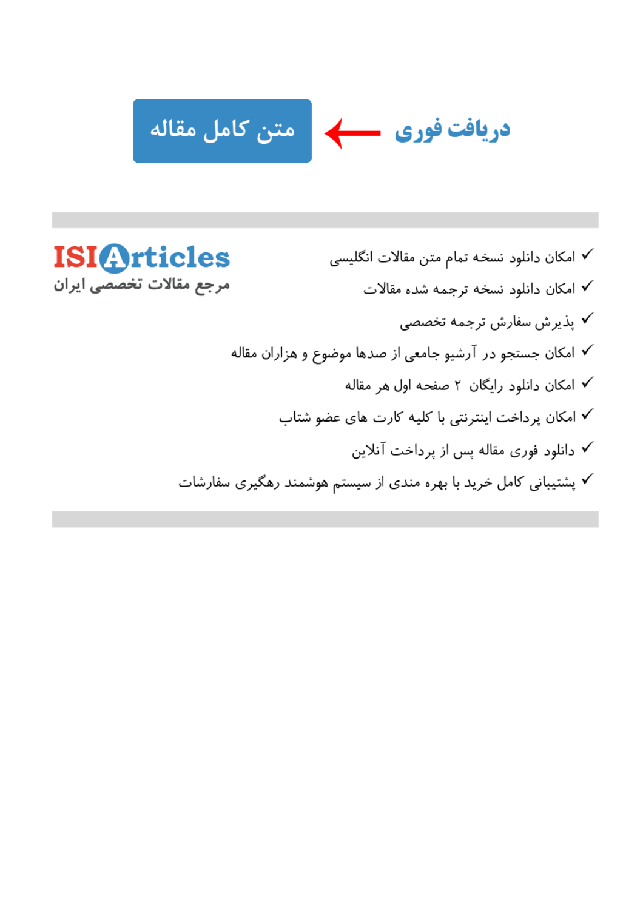دریافت فوری ← متن کامل مقاله

ISIArticles
مرجع مقالات تخصصی ایران

- ✓ امکان دانلود نسخه تمام متن مقالات انگلیسی
- ✓ امکان دانلود نسخه ترجمه شده مقالات
- ✓ پذیرش سفارش ترجمه تخصصی
- ✓ امکان جستجو در آرشیو جامعی از صدها موضوع و هزاران مقاله
- ✓ امکان دانلود رایگان ۲ صفحه اول هر مقاله
- ✓ امکان پرداخت اینترنتی با کلیه کارت های عضو شتاب
- ✓ دانلود فوری مقاله پس از پرداخت آنلاین
- ✓ پشتیبانی کامل خرید با بهره مندی از سیستم هوشمند رهگیری سفارشات